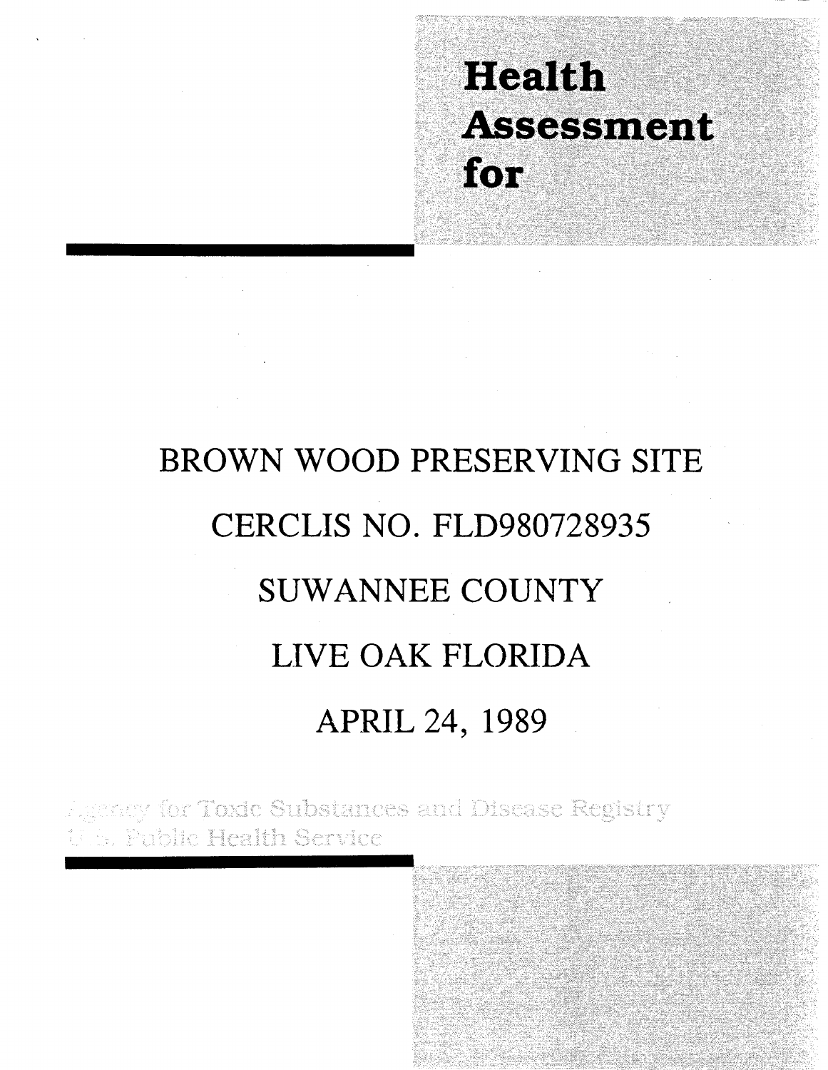# Health Assessment for

BROWN WOOD PRESERVING SITE

CERCLIS NO. FLD980728935

SUWANNEE COUNTY

LIVE OAK FLORIDA

APRIL 24, 1989

Agency for Toxic Substances and Disease Registry
U.S. Public Health Service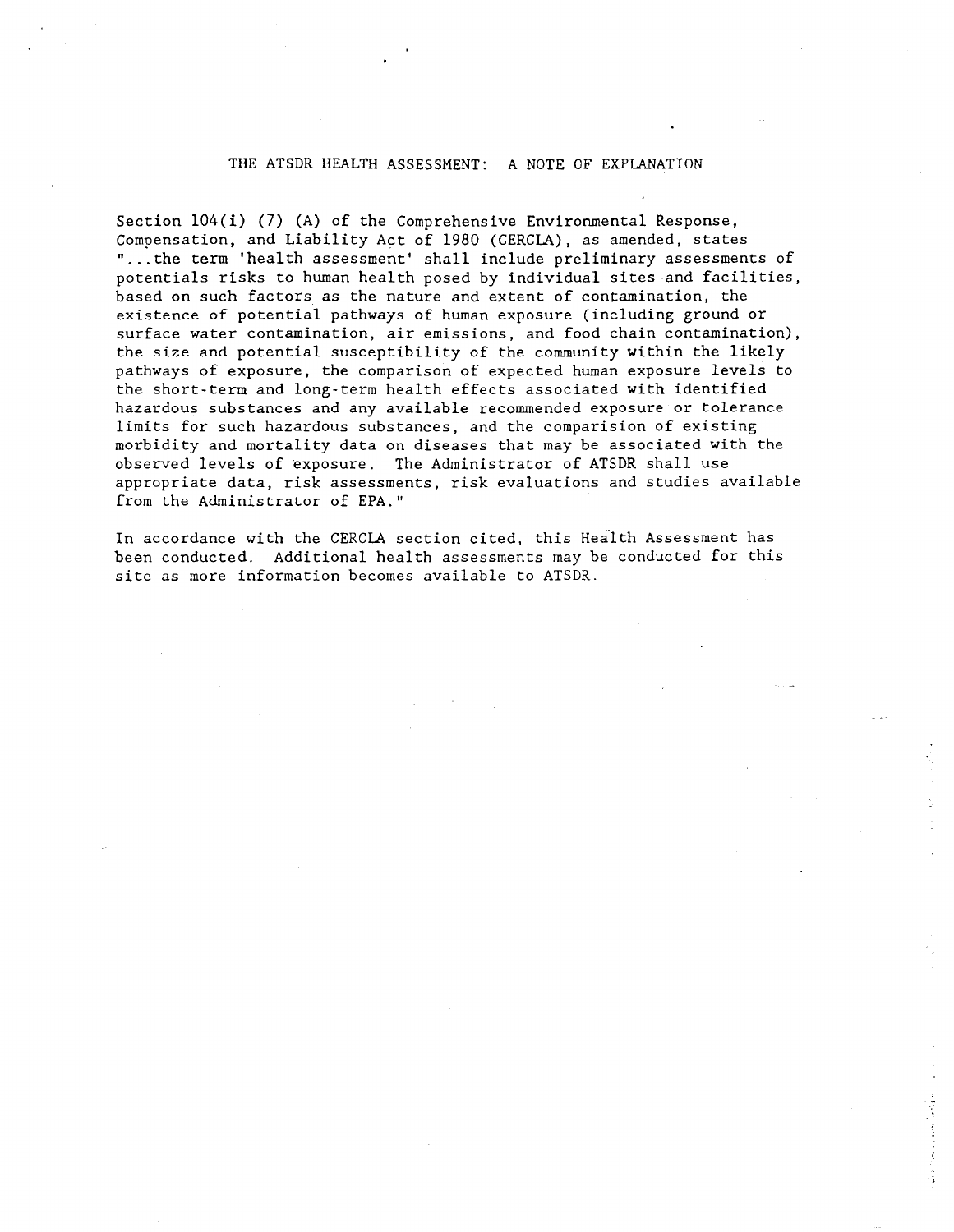# THE ATSDR HEALTH ASSESSMENT: A NOTE OF EXPLANATION

Section 104(i) (7) (A) of the Comprehensive Environmental Response, Compensation, and Liability Act of 1980 (CERCLA), as amended, states "...the term 'health assessment' shall include preliminary assessments of potentials risks to human health posed by individual sites and facilities, based on such factors as the nature and extent of contamination, the existence of potential pathways of human exposure (including ground or surface water contamination, air emissions, and food chain contamination), the size and potential susceptibility of the community within the likely pathways of exposure, the comparison of expected human exposure levels to the short-term and long-term health effects associated with identified hazardous substances and any available recommended exposure or tolerance limits for such hazardous substances, and the comparision of existing morbidity and mortality data on diseases that may be associated with the observed levels of exposure. The Administrator of ATSDR shall use appropriate data, risk assessments, risk evaluations and studies available from the Administrator of EPA."

In accordance with the CERCLA section cited, this Health Assessment has been conducted. Additional health assessments may be conducted for this site as more information becomes available to ATSDR.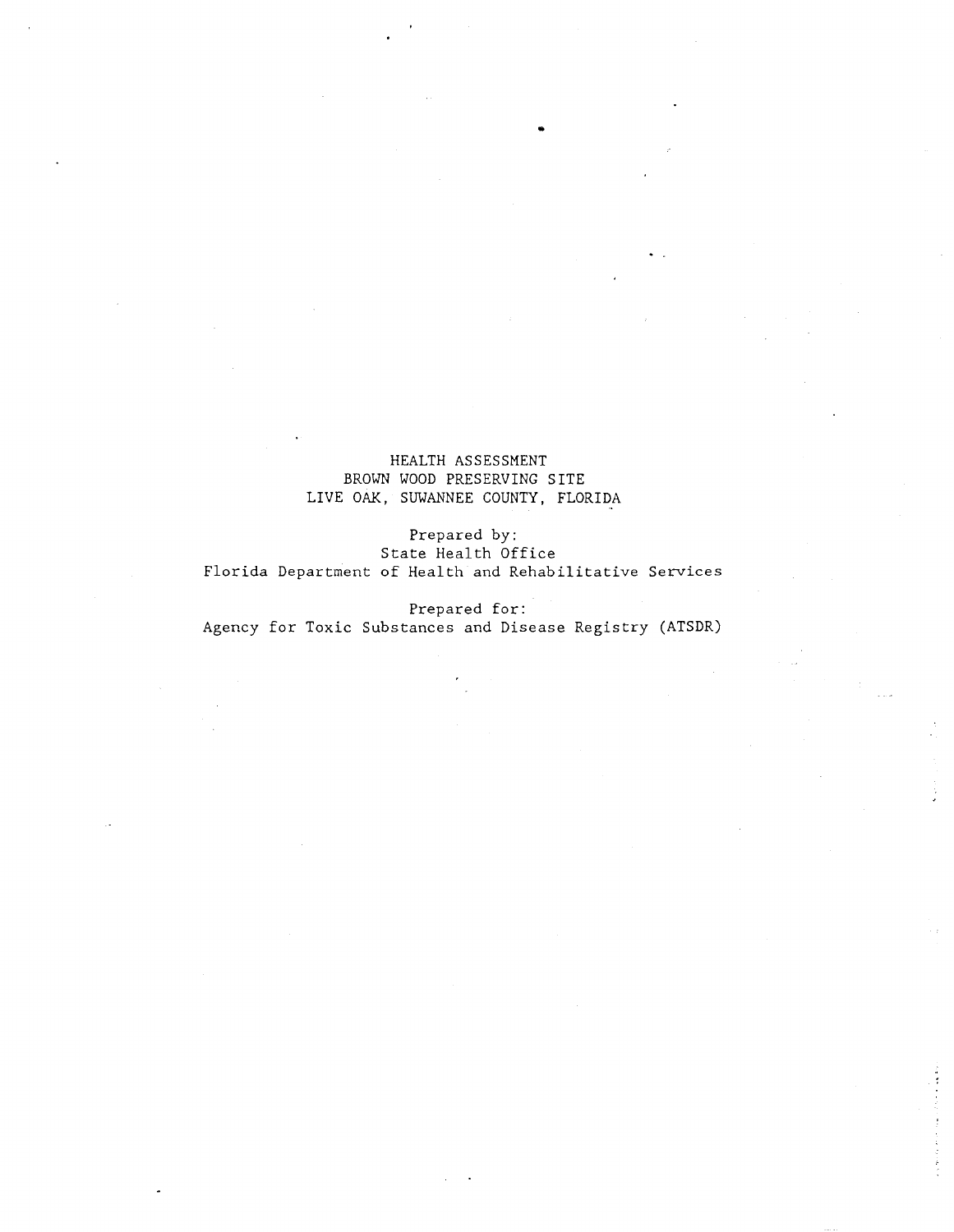# HEALTH ASSESSMENT
# BROWN WOOD PRESERVING SITE
# LIVE OAK, SUWANNEE COUNTY, FLORIDA

Prepared by:
State Health Office
Florida Department of Health and Rehabilitative Services

Prepared for:
Agency for Toxic Substances and Disease Registry (ATSDR)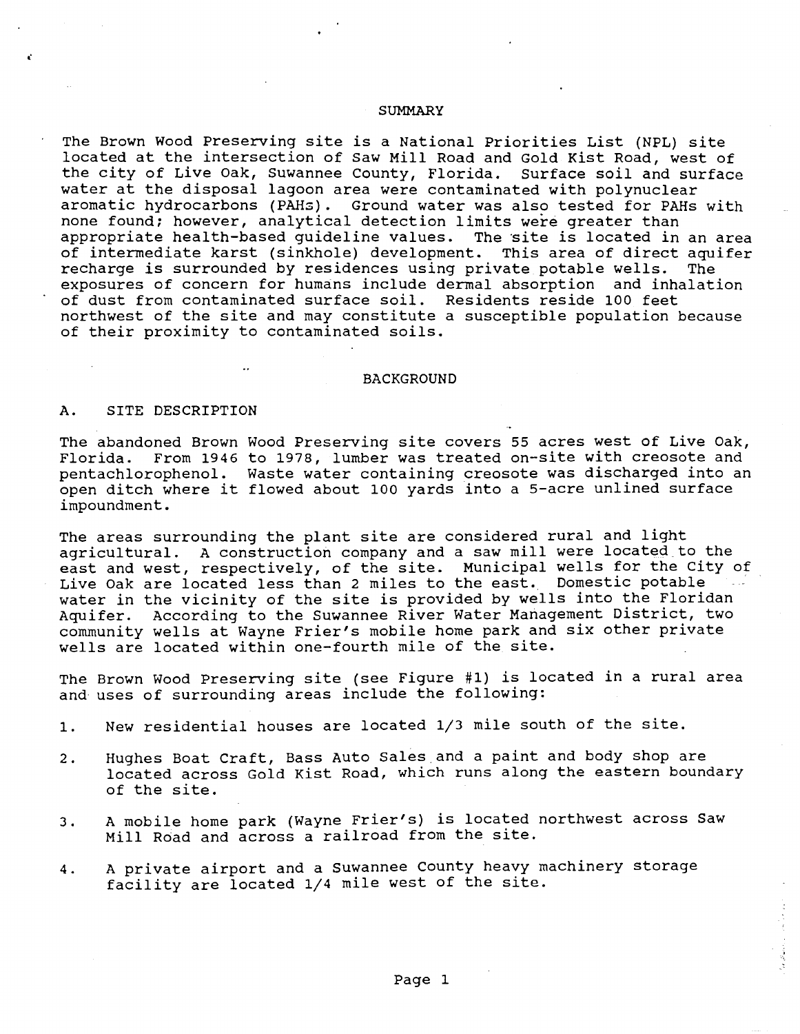## SUMMARY

The Brown Wood Preserving site is a National Priorities List (NPL) site located at the intersection of Saw Mill Road and Gold Kist Road, west of the city of Live Oak, Suwannee County, Florida. Surface soil and surface water at the disposal lagoon area were contaminated with polynuclear aromatic hydrocarbons (PAHs). Ground water was also tested for PAHs with none found; however, analytical detection limits were greater than appropriate health-based guideline values. The site is located in an area of intermediate karst (sinkhole) development. This area of direct aquifer recharge is surrounded by residences using private potable wells. The exposures of concern for humans include dermal absorption and inhalation of dust from contaminated surface soil. Residents reside 100 feet northwest of the site and may constitute a susceptible population because of their proximity to contaminated soils.

## BACKGROUND

### A. SITE DESCRIPTION

The abandoned Brown Wood Preserving site covers 55 acres west of Live Oak, Florida. From 1946 to 1978, lumber was treated on-site with creosote and pentachlorophenol. Waste water containing creosote was discharged into an open ditch where it flowed about 100 yards into a 5-acre unlined surface impoundment.

The areas surrounding the plant site are considered rural and light agricultural. A construction company and a saw mill were located to the east and west, respectively, of the site. Municipal wells for the City of Live Oak are located less than 2 miles to the east. Domestic potable water in the vicinity of the site is provided by wells into the Floridan Aquifer. According to the Suwannee River Water Management District, two community wells at Wayne Frier's mobile home park and six other private wells are located within one-fourth mile of the site.

The Brown Wood Preserving site (see Figure #1) is located in a rural area and uses of surrounding areas include the following:

1. New residential houses are located 1/3 mile south of the site.
2. Hughes Boat Craft, Bass Auto Sales and a paint and body shop are located across Gold Kist Road, which runs along the eastern boundary of the site.
3. A mobile home park (Wayne Frier's) is located northwest across Saw Mill Road and across a railroad from the site.
4. A private airport and a Suwannee County heavy machinery storage facility are located 1/4 mile west of the site.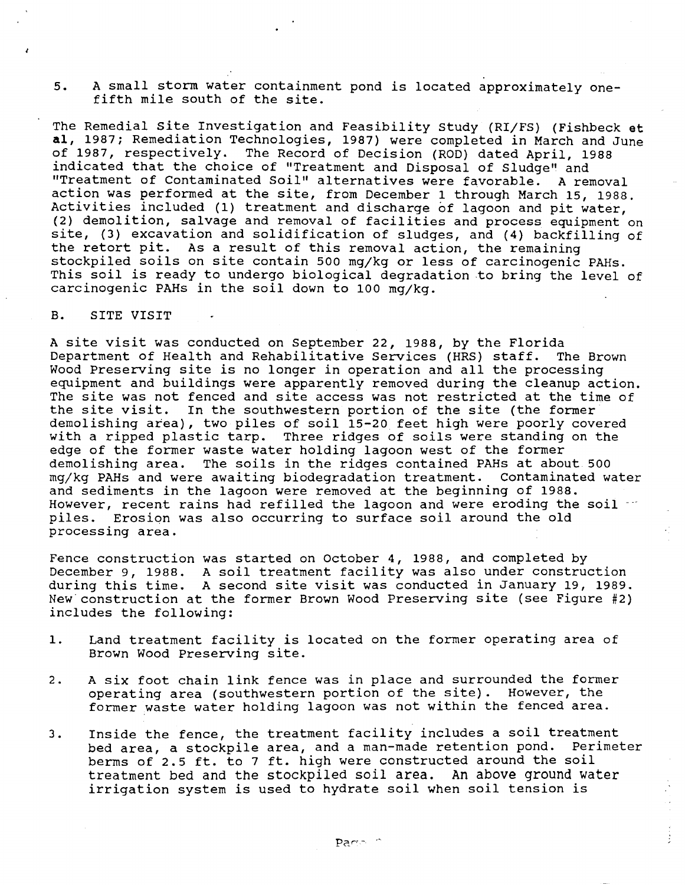5. A small storm water containment pond is located approximately one-fifth mile south of the site.

The Remedial Site Investigation and Feasibility Study (RI/FS) (Fishbeck et al, 1987; Remediation Technologies, 1987) were completed in March and June of 1987, respectively. The Record of Decision (ROD) dated April, 1988 indicated that the choice of "Treatment and Disposal of Sludge" and "Treatment of Contaminated Soil" alternatives were favorable. A removal action was performed at the site, from December 1 through March 15, 1988. Activities included (1) treatment and discharge of lagoon and pit water, (2) demolition, salvage and removal of facilities and process equipment on site, (3) excavation and solidification of sludges, and (4) backfilling of the retort pit. As a result of this removal action, the remaining stockpiled soils on site contain 500 mg/kg or less of carcinogenic PAHs. This soil is ready to undergo biological degradation to bring the level of carcinogenic PAHs in the soil down to 100 mg/kg.

## B. SITE VISIT

A site visit was conducted on September 22, 1988, by the Florida Department of Health and Rehabilitative Services (HRS) staff. The Brown Wood Preserving site is no longer in operation and all the processing equipment and buildings were apparently removed during the cleanup action. The site was not fenced and site access was not restricted at the time of the site visit. In the southwestern portion of the site (the former demolishing area), two piles of soil 15-20 feet high were poorly covered with a ripped plastic tarp. Three ridges of soils were standing on the edge of the former waste water holding lagoon west of the former demolishing area. The soils in the ridges contained PAHs at about 500 mg/kg PAHs and were awaiting biodegradation treatment. Contaminated water and sediments in the lagoon were removed at the beginning of 1988. However, recent rains had refilled the lagoon and were eroding the soil piles. Erosion was also occurring to surface soil around the old processing area.

Fence construction was started on October 4, 1988, and completed by December 9, 1988. A soil treatment facility was also under construction during this time. A second site visit was conducted in January 19, 1989. New construction at the former Brown Wood Preserving site (see Figure #2) includes the following:

1. Land treatment facility is located on the former operating area of Brown Wood Preserving site.

2. A six foot chain link fence was in place and surrounded the former operating area (southwestern portion of the site). However, the former waste water holding lagoon was not within the fenced area.

3. Inside the fence, the treatment facility includes a soil treatment bed area, a stockpile area, and a man-made retention pond. Perimeter berms of 2.5 ft. to 7 ft. high were constructed around the soil treatment bed and the stockpiled soil area. An above ground water irrigation system is used to hydrate soil when soil tension is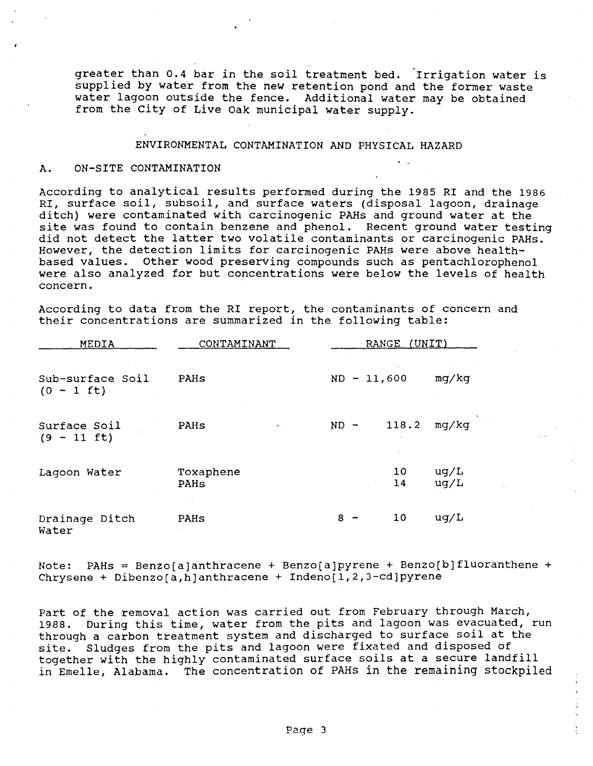greater than 0.4 bar in the soil treatment bed. Irrigation water is supplied by water from the new retention pond and the former waste water lagoon outside the fence. Additional water may be obtained from the City of Live Oak municipal water supply.

## ENVIRONMENTAL CONTAMINATION AND PHYSICAL HAZARD

### A. ON-SITE CONTAMINATION

According to analytical results performed during the 1985 RI and the 1986 RI, surface soil, subsoil, and surface waters (disposal lagoon, drainage ditch) were contaminated with carcinogenic PAHs and ground water at the site was found to contain benzene and phenol. Recent ground water testing did not detect the latter two volatile contaminants or carcinogenic PAHs. However, the detection limits for carcinogenic PAHs were above health-based values. Other wood preserving compounds such as pentachlorophenol were also analyzed for but concentrations were below the levels of health concern.

According to data from the RI report, the contaminants of concern and their concentrations are summarized in the following table:

| MEDIA | CONTAMINANT | RANGE | (UNIT) |
|---|---|---|---|
| Sub-surface Soil (0 - 1 ft) | PAHs | ND - 11,600 | mg/kg |
| Surface Soil (9 - 11 ft) | PAHs | ND - 118.2 | mg/kg |
| Lagoon Water | Toxaphene | 10 | ug/L |
| | PAHs | 14 | ug/L |
| Drainage Ditch Water | PAHs | 8 - 10 | ug/L |

Note: PAHs = Benzo[a]anthracene + Benzo[a]pyrene + Benzo[b]fluoranthene + Chrysene + Dibenzo[a,h]anthracene + Indeno[1,2,3-cd]pyrene

Part of the removal action was carried out from February through March, 1988. During this time, water from the pits and lagoon was evacuated, run through a carbon treatment system and discharged to surface soil at the site. Sludges from the pits and lagoon were fixated and disposed of together with the highly contaminated surface soils at a secure landfill in Emelle, Alabama. The concentration of PAHs in the remaining stockpiled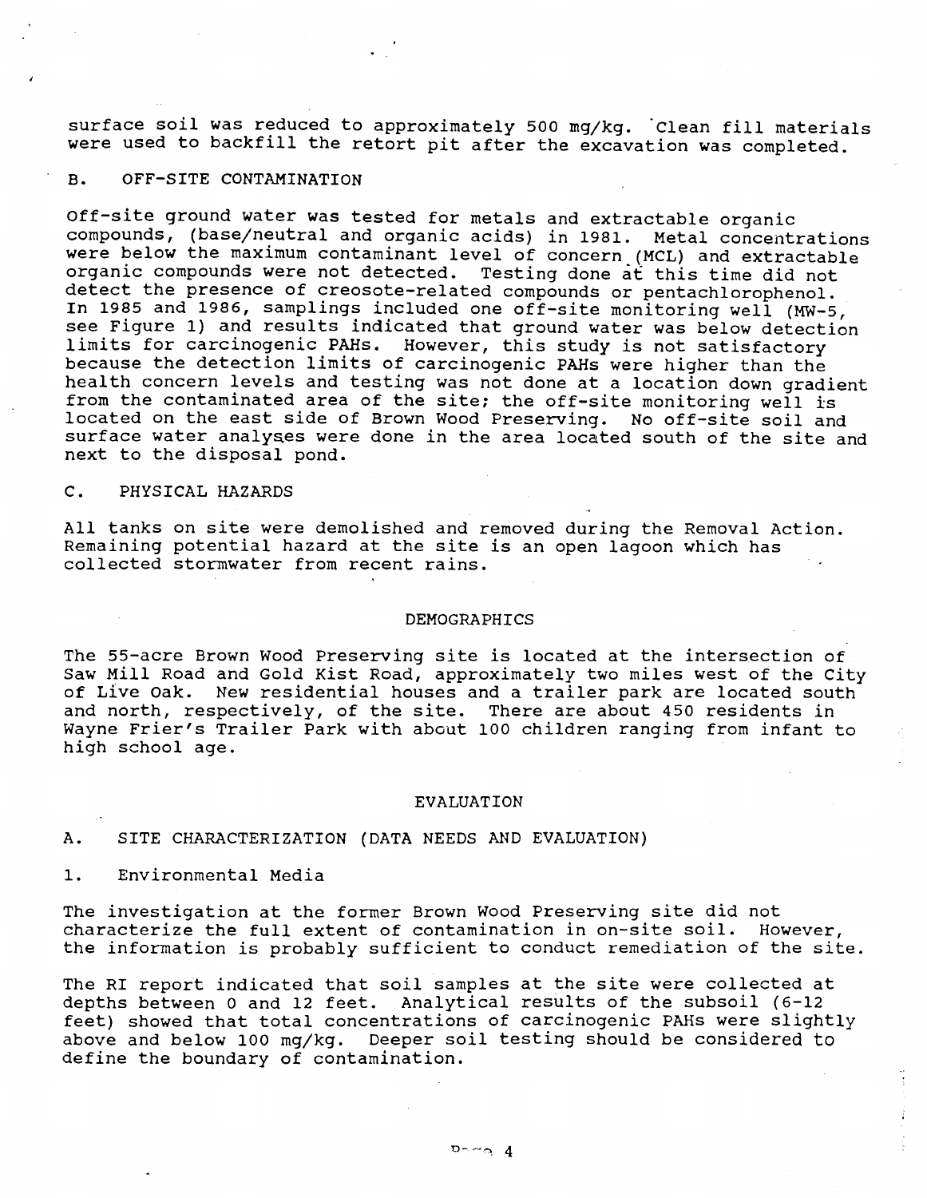surface soil was reduced to approximately 500 mg/kg. Clean fill materials were used to backfill the retort pit after the excavation was completed.

## B. OFF-SITE CONTAMINATION

Off-site ground water was tested for metals and extractable organic compounds, (base/neutral and organic acids) in 1981. Metal concentrations were below the maximum contaminant level of concern (MCL) and extractable organic compounds were not detected. Testing done at this time did not detect the presence of creosote-related compounds or pentachlorophenol. In 1985 and 1986, samplings included one off-site monitoring well (MW-5, see Figure 1) and results indicated that ground water was below detection limits for carcinogenic PAHs. However, this study is not satisfactory because the detection limits of carcinogenic PAHs were higher than the health concern levels and testing was not done at a location down gradient from the contaminated area of the site; the off-site monitoring well is located on the east side of Brown Wood Preserving. No off-site soil and surface water analyses were done in the area located south of the site and next to the disposal pond.

## C. PHYSICAL HAZARDS

All tanks on site were demolished and removed during the Removal Action. Remaining potential hazard at the site is an open lagoon which has collected stormwater from recent rains.

# DEMOGRAPHICS

The 55-acre Brown Wood Preserving site is located at the intersection of Saw Mill Road and Gold Kist Road, approximately two miles west of the City of Live Oak. New residential houses and a trailer park are located south and north, respectively, of the site. There are about 450 residents in Wayne Frier's Trailer Park with about 100 children ranging from infant to high school age.

# EVALUATION

## A. SITE CHARACTERIZATION (DATA NEEDS AND EVALUATION)

### 1. Environmental Media

The investigation at the former Brown Wood Preserving site did not characterize the full extent of contamination in on-site soil. However, the information is probably sufficient to conduct remediation of the site.

The RI report indicated that soil samples at the site were collected at depths between 0 and 12 feet. Analytical results of the subsoil (6-12 feet) showed that total concentrations of carcinogenic PAHs were slightly above and below 100 mg/kg. Deeper soil testing should be considered to define the boundary of contamination.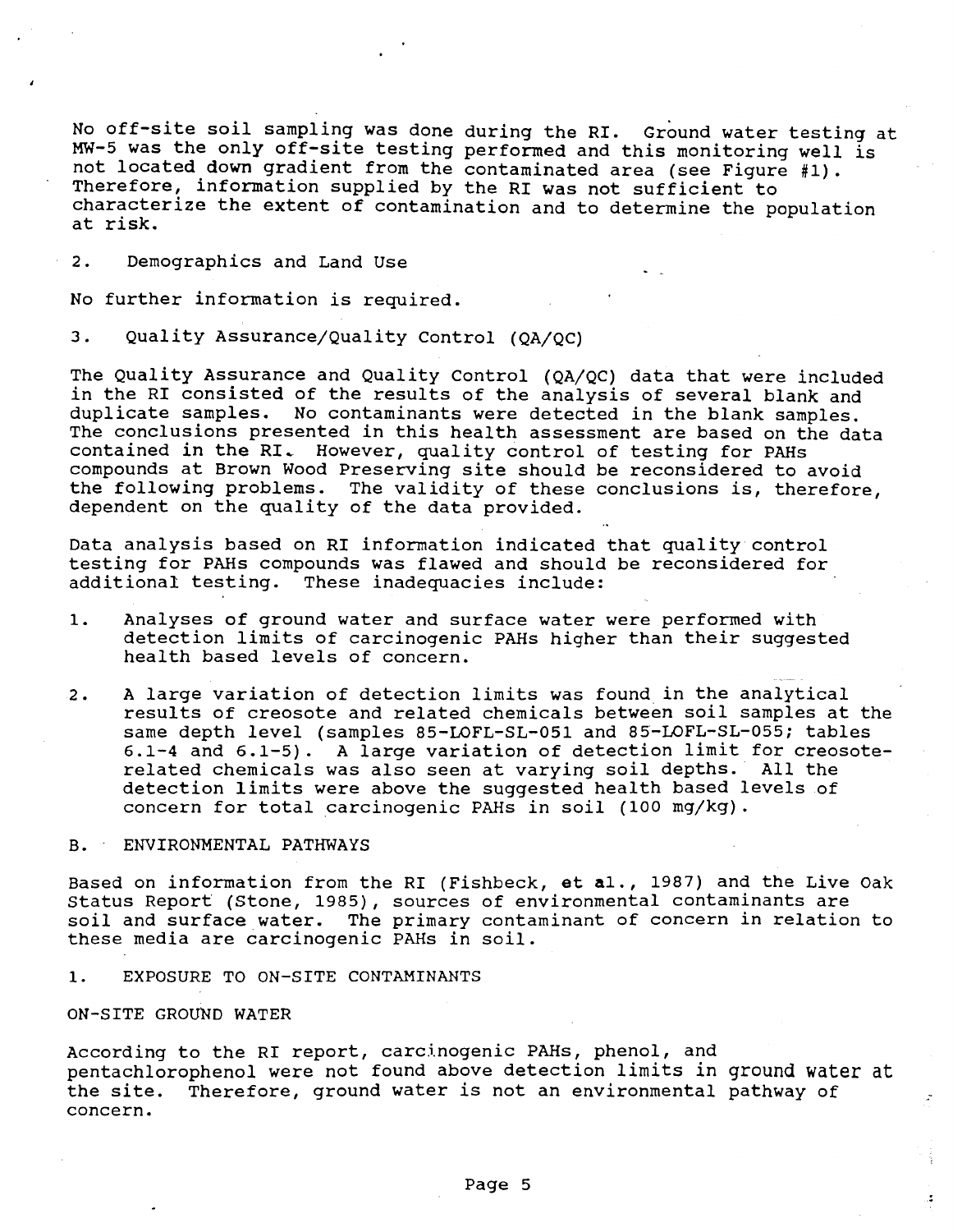No off-site soil sampling was done during the RI. Ground water testing at MW-5 was the only off-site testing performed and this monitoring well is not located down gradient from the contaminated area (see Figure #1). Therefore, information supplied by the RI was not sufficient to characterize the extent of contamination and to determine the population at risk.

### 2. Demographics and Land Use

No further information is required.

### 3. Quality Assurance/Quality Control (QA/QC)

The Quality Assurance and Quality Control (QA/QC) data that were included in the RI consisted of the results of the analysis of several blank and duplicate samples. No contaminants were detected in the blank samples. The conclusions presented in this health assessment are based on the data contained in the RI. However, quality control of testing for PAHs compounds at Brown Wood Preserving site should be reconsidered to avoid the following problems. The validity of these conclusions is, therefore, dependent on the quality of the data provided.

Data analysis based on RI information indicated that quality control testing for PAHs compounds was flawed and should be reconsidered for additional testing. These inadequacies include:

1. Analyses of ground water and surface water were performed with detection limits of carcinogenic PAHs higher than their suggested health based levels of concern.

2. A large variation of detection limits was found in the analytical results of creosote and related chemicals between soil samples at the same depth level (samples 85-LOFL-SL-051 and 85-LOFL-SL-055; tables 6.1-4 and 6.1-5). A large variation of detection limit for creosote-related chemicals was also seen at varying soil depths. All the detection limits were above the suggested health based levels of concern for total carcinogenic PAHs in soil (100 mg/kg).

## B. ENVIRONMENTAL PATHWAYS

Based on information from the RI (Fishbeck, et al., 1987) and the Live Oak Status Report (Stone, 1985), sources of environmental contaminants are soil and surface water. The primary contaminant of concern in relation to these media are carcinogenic PAHs in soil.

### 1. EXPOSURE TO ON-SITE CONTAMINANTS

ON-SITE GROUND WATER

According to the RI report, carcinogenic PAHs, phenol, and pentachlorophenol were not found above detection limits in ground water at the site. Therefore, ground water is not an environmental pathway of concern.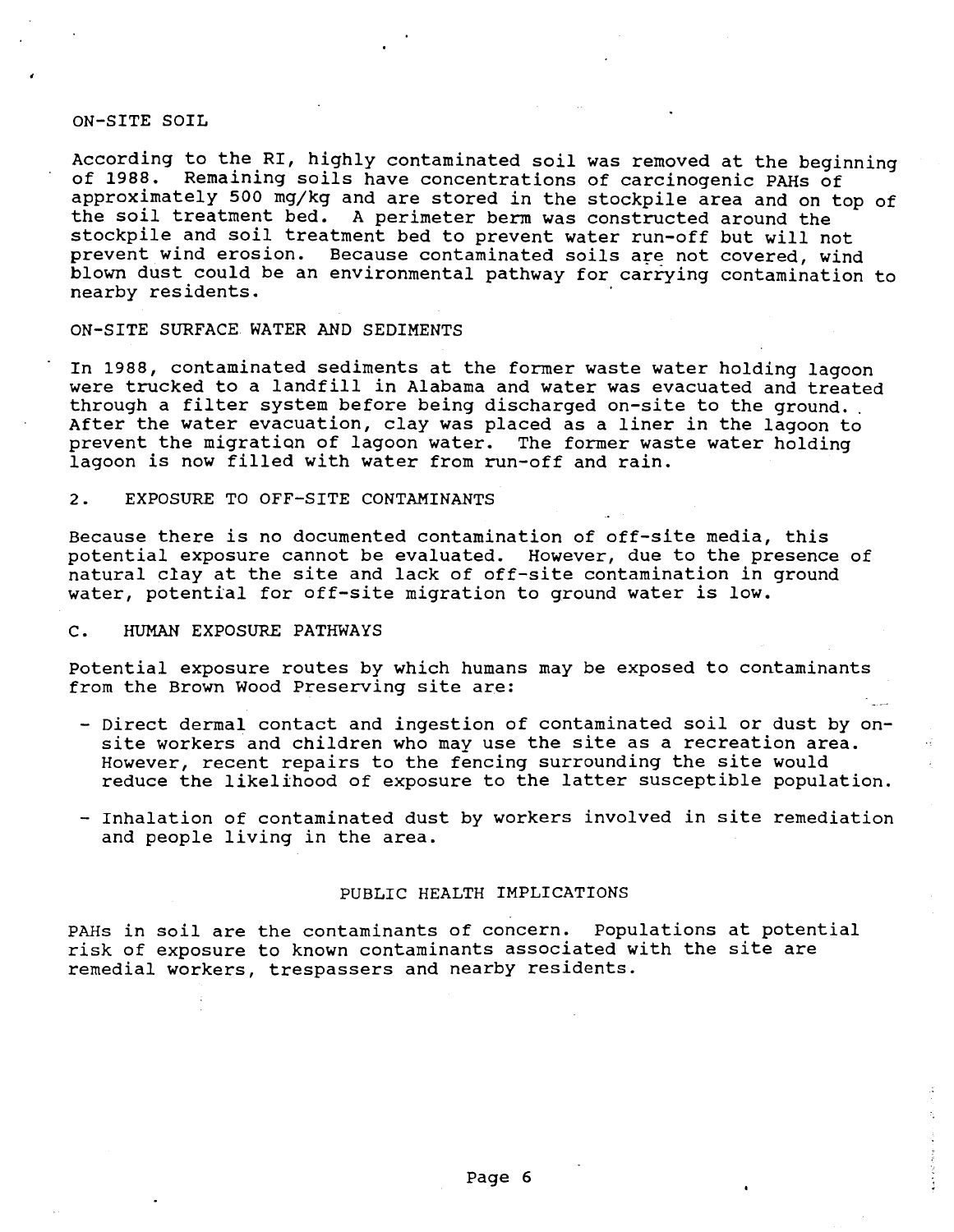ON-SITE SOIL

According to the RI, highly contaminated soil was removed at the beginning of 1988. Remaining soils have concentrations of carcinogenic PAHs of approximately 500 mg/kg and are stored in the stockpile area and on top of the soil treatment bed. A perimeter berm was constructed around the stockpile and soil treatment bed to prevent water run-off but will not prevent wind erosion. Because contaminated soils are not covered, wind blown dust could be an environmental pathway for carrying contamination to nearby residents.

ON-SITE SURFACE WATER AND SEDIMENTS

In 1988, contaminated sediments at the former waste water holding lagoon were trucked to a landfill in Alabama and water was evacuated and treated through a filter system before being discharged on-site to the ground. After the water evacuation, clay was placed as a liner in the lagoon to prevent the migration of lagoon water. The former waste water holding lagoon is now filled with water from run-off and rain.

2. EXPOSURE TO OFF-SITE CONTAMINANTS

Because there is no documented contamination of off-site media, this potential exposure cannot be evaluated. However, due to the presence of natural clay at the site and lack of off-site contamination in ground water, potential for off-site migration to ground water is low.

C. HUMAN EXPOSURE PATHWAYS

Potential exposure routes by which humans may be exposed to contaminants from the Brown Wood Preserving site are:

- Direct dermal contact and ingestion of contaminated soil or dust by on-site workers and children who may use the site as a recreation area. However, recent repairs to the fencing surrounding the site would reduce the likelihood of exposure to the latter susceptible population.
- Inhalation of contaminated dust by workers involved in site remediation and people living in the area.

PUBLIC HEALTH IMPLICATIONS

PAHs in soil are the contaminants of concern. Populations at potential risk of exposure to known contaminants associated with the site are remedial workers, trespassers and nearby residents.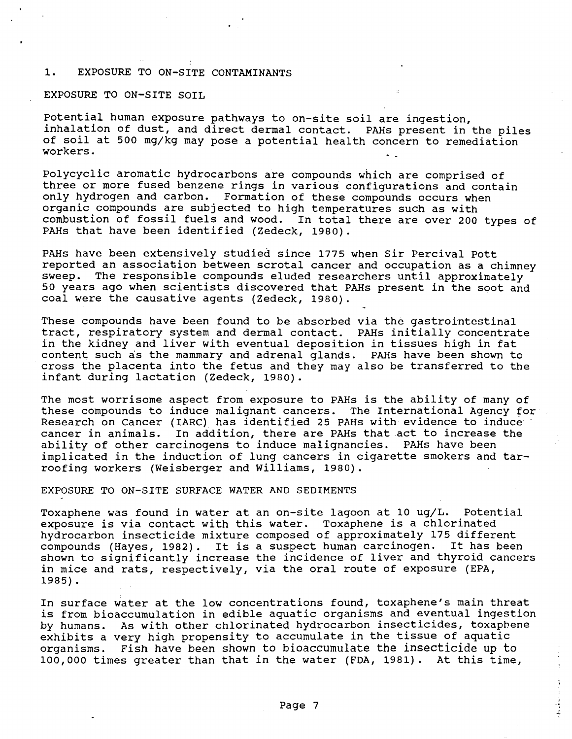## 1. EXPOSURE TO ON-SITE CONTAMINANTS

### EXPOSURE TO ON-SITE SOIL

Potential human exposure pathways to on-site soil are ingestion, inhalation of dust, and direct dermal contact. PAHs present in the piles of soil at 500 mg/kg may pose a potential health concern to remediation workers.

Polycyclic aromatic hydrocarbons are compounds which are comprised of three or more fused benzene rings in various configurations and contain only hydrogen and carbon. Formation of these compounds occurs when organic compounds are subjected to high temperatures such as with combustion of fossil fuels and wood. In total there are over 200 types of PAHs that have been identified (Zedeck, 1980).

PAHs have been extensively studied since 1775 when Sir Percival Pott reported an association between scrotal cancer and occupation as a chimney sweep. The responsible compounds eluded researchers until approximately 50 years ago when scientists discovered that PAHs present in the soot and coal were the causative agents (Zedeck, 1980).

These compounds have been found to be absorbed via the gastrointestinal tract, respiratory system and dermal contact. PAHs initially concentrate in the kidney and liver with eventual deposition in tissues high in fat content such as the mammary and adrenal glands. PAHs have been shown to cross the placenta into the fetus and they may also be transferred to the infant during lactation (Zedeck, 1980).

The most worrisome aspect from exposure to PAHs is the ability of many of these compounds to induce malignant cancers. The International Agency for Research on Cancer (IARC) has identified 25 PAHs with evidence to induce cancer in animals. In addition, there are PAHs that act to increase the ability of other carcinogens to induce malignancies. PAHs have been implicated in the induction of lung cancers in cigarette smokers and tar-roofing workers (Weisberger and Williams, 1980).

### EXPOSURE TO ON-SITE SURFACE WATER AND SEDIMENTS

Toxaphene was found in water at an on-site lagoon at 10 ug/L. Potential exposure is via contact with this water. Toxaphene is a chlorinated hydrocarbon insecticide mixture composed of approximately 175 different compounds (Hayes, 1982). It is a suspect human carcinogen. It has been shown to significantly increase the incidence of liver and thyroid cancers in mice and rats, respectively, via the oral route of exposure (EPA, 1985).

In surface water at the low concentrations found, toxaphene's main threat is from bioaccumulation in edible aquatic organisms and eventual ingestion by humans. As with other chlorinated hydrocarbon insecticides, toxaphene exhibits a very high propensity to accumulate in the tissue of aquatic organisms. Fish have been shown to bioaccumulate the insecticide up to 100,000 times greater than that in the water (FDA, 1981). At this time,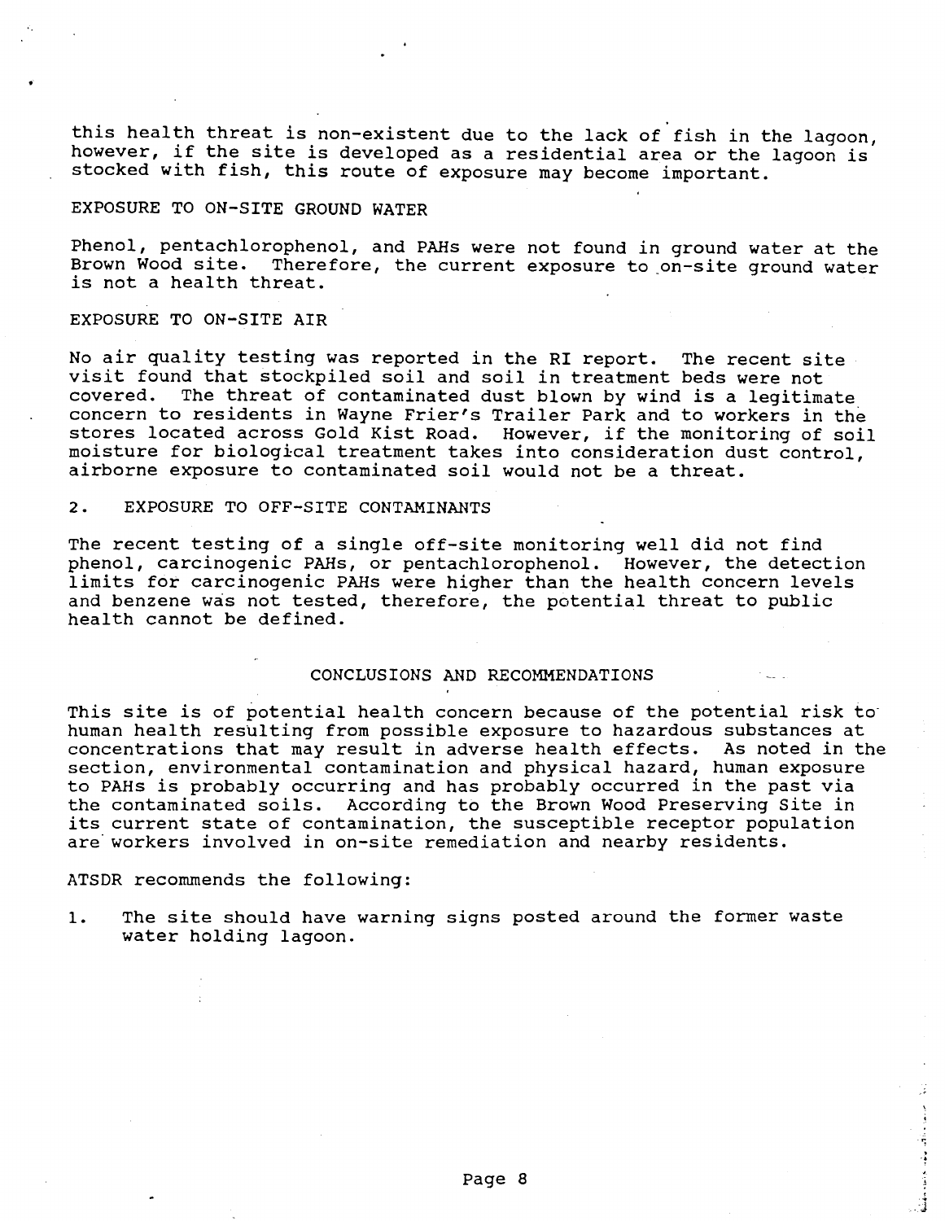this health threat is non-existent due to the lack of fish in the lagoon, however, if the site is developed as a residential area or the lagoon is stocked with fish, this route of exposure may become important.

EXPOSURE TO ON-SITE GROUND WATER

Phenol, pentachlorophenol, and PAHs were not found in ground water at the Brown Wood site. Therefore, the current exposure to on-site ground water is not a health threat.

EXPOSURE TO ON-SITE AIR

No air quality testing was reported in the RI report. The recent site visit found that stockpiled soil and soil in treatment beds were not covered. The threat of contaminated dust blown by wind is a legitimate concern to residents in Wayne Frier's Trailer Park and to workers in the stores located across Gold Kist Road. However, if the monitoring of soil moisture for biological treatment takes into consideration dust control, airborne exposure to contaminated soil would not be a threat.

2. EXPOSURE TO OFF-SITE CONTAMINANTS

The recent testing of a single off-site monitoring well did not find phenol, carcinogenic PAHs, or pentachlorophenol. However, the detection limits for carcinogenic PAHs were higher than the health concern levels and benzene was not tested, therefore, the potential threat to public health cannot be defined.

## CONCLUSIONS AND RECOMMENDATIONS

This site is of potential health concern because of the potential risk to human health resulting from possible exposure to hazardous substances at concentrations that may result in adverse health effects. As noted in the section, environmental contamination and physical hazard, human exposure to PAHs is probably occurring and has probably occurred in the past via the contaminated soils. According to the Brown Wood Preserving Site in its current state of contamination, the susceptible receptor population are workers involved in on-site remediation and nearby residents.

ATSDR recommends the following:

1. The site should have warning signs posted around the former waste water holding lagoon.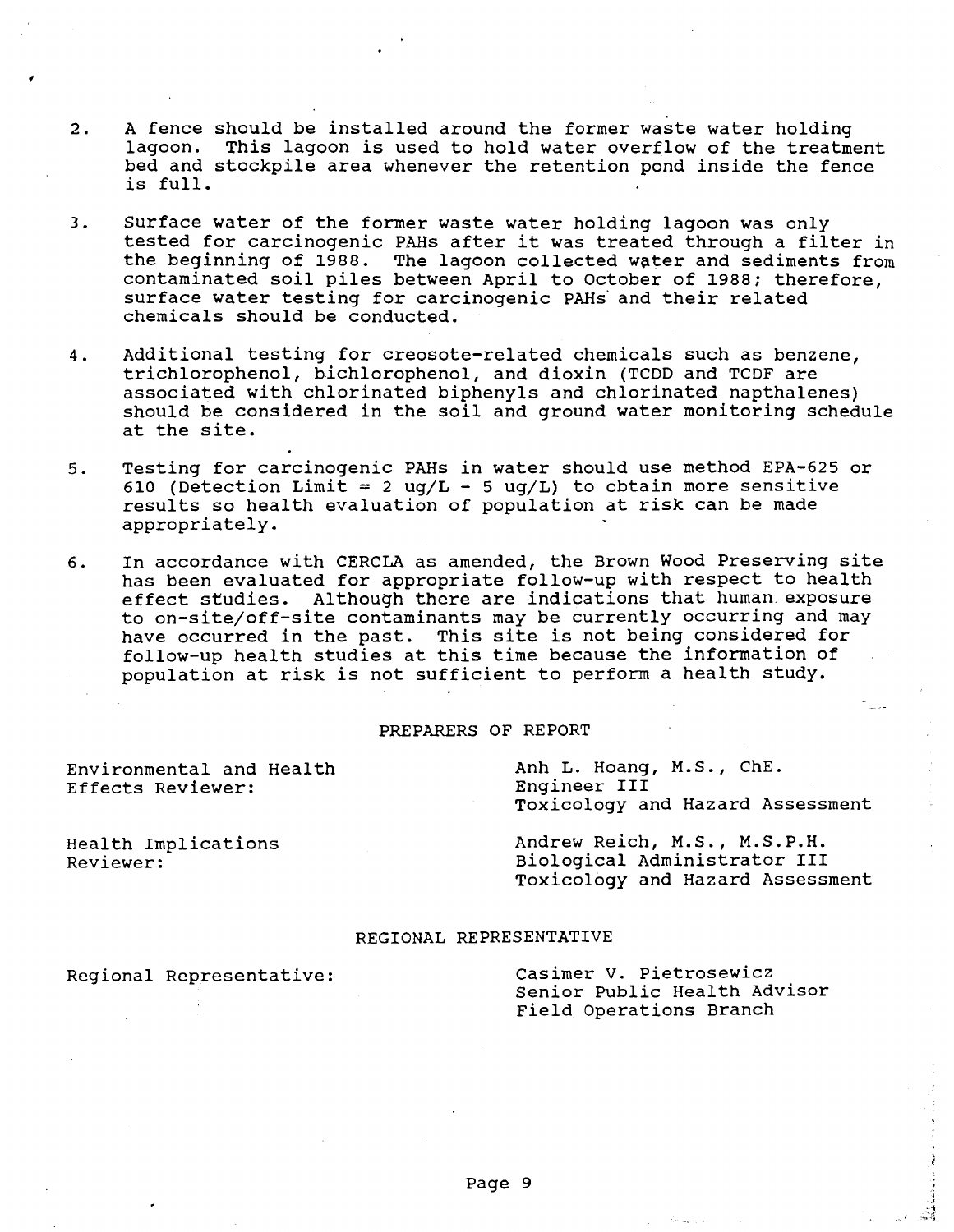2. A fence should be installed around the former waste water holding lagoon. This lagoon is used to hold water overflow of the treatment bed and stockpile area whenever the retention pond inside the fence is full.

3. Surface water of the former waste water holding lagoon was only tested for carcinogenic PAHs after it was treated through a filter in the beginning of 1988. The lagoon collected water and sediments from contaminated soil piles between April to October of 1988; therefore, surface water testing for carcinogenic PAHs and their related chemicals should be conducted.

4. Additional testing for creosote-related chemicals such as benzene, trichlorophenol, bichlorophenol, and dioxin (TCDD and TCDF are associated with chlorinated biphenyls and chlorinated napthalenes) should be considered in the soil and ground water monitoring schedule at the site.

5. Testing for carcinogenic PAHs in water should use method EPA-625 or 610 (Detection Limit = 2 ug/L - 5 ug/L) to obtain more sensitive results so health evaluation of population at risk can be made appropriately.

6. In accordance with CERCLA as amended, the Brown Wood Preserving site has been evaluated for appropriate follow-up with respect to health effect studies. Although there are indications that human exposure to on-site/off-site contaminants may be currently occurring and may have occurred in the past. This site is not being considered for follow-up health studies at this time because the information of population at risk is not sufficient to perform a health study.

## PREPARERS OF REPORT

Environmental and Health Effects Reviewer:

Anh L. Hoang, M.S., ChE.
Engineer III
Toxicology and Hazard Assessment

Health Implications Reviewer:

Andrew Reich, M.S., M.S.P.H.
Biological Administrator III
Toxicology and Hazard Assessment

## REGIONAL REPRESENTATIVE

Regional Representative:

Casimer V. Pietrosewicz
Senior Public Health Advisor
Field Operations Branch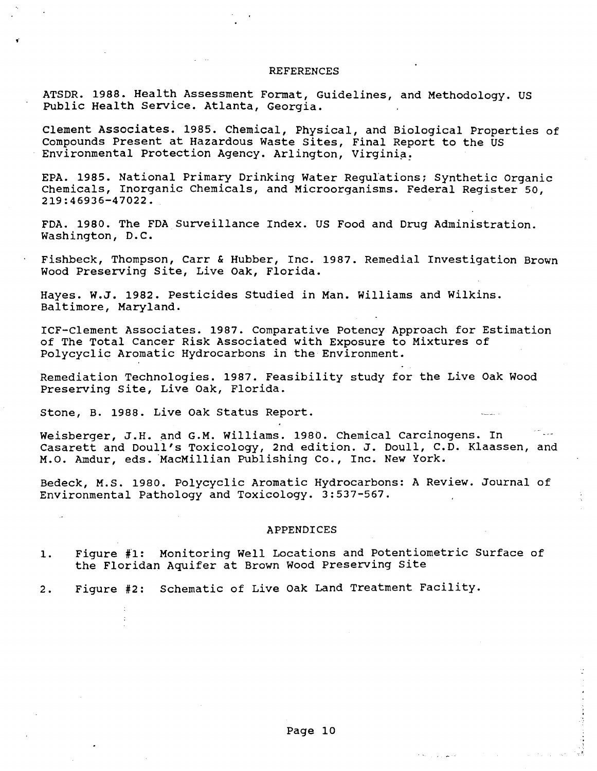## REFERENCES

ATSDR. 1988. Health Assessment Format, Guidelines, and Methodology. US Public Health Service. Atlanta, Georgia.

Clement Associates. 1985. Chemical, Physical, and Biological Properties of Compounds Present at Hazardous Waste Sites, Final Report to the US Environmental Protection Agency. Arlington, Virginia.

EPA. 1985. National Primary Drinking Water Regulations; Synthetic Organic Chemicals, Inorganic Chemicals, and Microorganisms. Federal Register 50, 219:46936-47022.

FDA. 1980. The FDA Surveillance Index. US Food and Drug Administration. Washington, D.C.

Fishbeck, Thompson, Carr & Hubber, Inc. 1987. Remedial Investigation Brown Wood Preserving Site, Live Oak, Florida.

Hayes. W.J. 1982. Pesticides Studied in Man. Williams and Wilkins. Baltimore, Maryland.

ICF-Clement Associates. 1987. Comparative Potency Approach for Estimation of The Total Cancer Risk Associated with Exposure to Mixtures of Polycyclic Aromatic Hydrocarbons in the Environment.

Remediation Technologies. 1987. Feasibility study for the Live Oak Wood Preserving Site, Live Oak, Florida.

Stone, B. 1988. Live Oak Status Report.

Weisberger, J.H. and G.M. Williams. 1980. Chemical Carcinogens. In Casarett and Doull's Toxicology, 2nd edition. J. Doull, C.D. Klaassen, and M.O. Amdur, eds. MacMillian Publishing Co., Inc. New York.

Bedeck, M.S. 1980. Polycyclic Aromatic Hydrocarbons: A Review. Journal of Environmental Pathology and Toxicology. 3:537-567.

## APPENDICES

1. Figure #1: Monitoring Well Locations and Potentiometric Surface of the Floridan Aquifer at Brown Wood Preserving Site
2. Figure #2: Schematic of Live Oak Land Treatment Facility.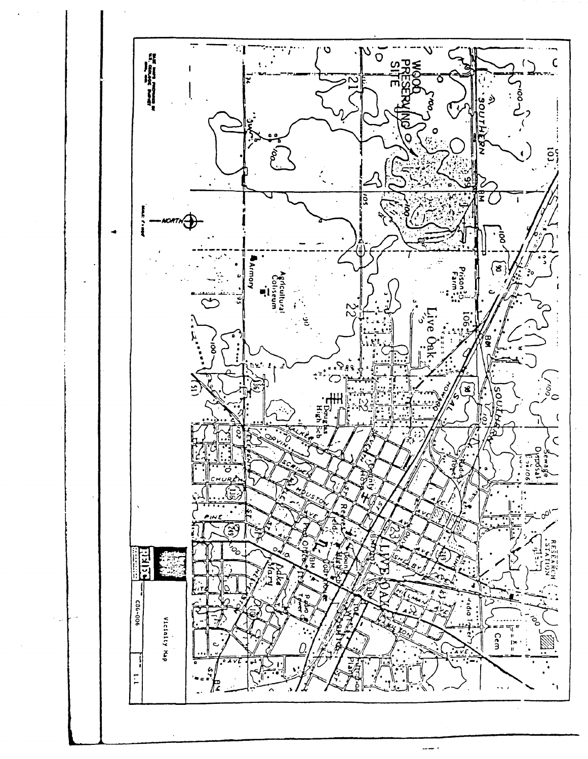Vicinity Map

C06-006

1.1